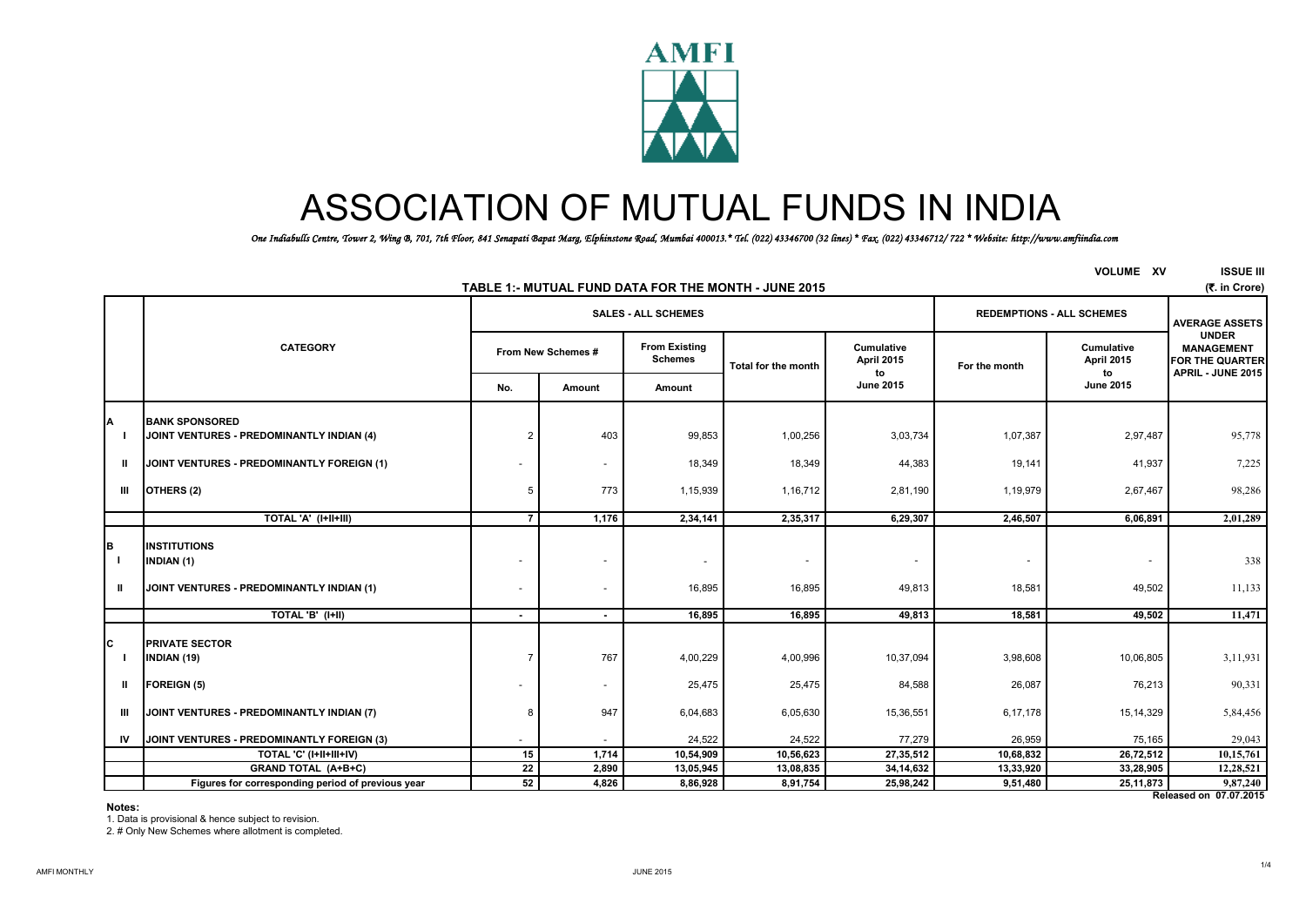AMFI

# ASSOCIATION OF MUTUAL FUNDS IN INDIA

*One Indiabulls Centre, Tower 2, Wing B, 701, 7th Floor, 841 Senapati Bapat Marg, Elphinstone Road, Mumbai 400013.* Tel. (022) 43346700 (32 lines) * Fax. (022) 43346712/ 722 * Website: http://www.amfiindia.com*

VOLUME XV ISSUE III

## TABLE 1:- MUTUAL FUND DATA FOR THE MONTH - JUNE 2015

(₹. in Crore)

| | CATEGORY | SALES - ALL SCHEMES | | | | | REDEMPTIONS - ALL SCHEMES | | AVERAGE ASSETS UNDER MANAGEMENT FOR THE QUARTER APRIL - JUNE 2015 |
|---|---|---|---|---|---|---|---|---|---|
| | | From New Schemes # | | From Existing Schemes | Total for the month | Cumulative April 2015 to June 2015 | For the month | Cumulative April 2015 to June 2015 | |
| | | No. | Amount | Amount | | | | | |
| A | BANK SPONSORED | | | | | | | | |
| I | JOINT VENTURES - PREDOMINANTLY INDIAN (4) | 2 | 403 | 99,853 | 1,00,256 | 3,03,734 | 1,07,387 | 2,97,487 | 95,778 |
| II | JOINT VENTURES - PREDOMINANTLY FOREIGN (1) | - | - | 18,349 | 18,349 | 44,383 | 19,141 | 41,937 | 7,225 |
| III | OTHERS (2) | 5 | 773 | 1,15,939 | 1,16,712 | 2,81,190 | 1,19,979 | 2,67,467 | 98,286 |
| | TOTAL 'A' (I+II+III) | 7 | 1,176 | 2,34,141 | 2,35,317 | 6,29,307 | 2,46,507 | 6,06,891 | 2,01,289 |
| B | INSTITUTIONS | | | | | | | | |
| I | INDIAN (1) | - | - | - | - | - | - | - | 338 |
| II | JOINT VENTURES - PREDOMINANTLY INDIAN (1) | - | - | 16,895 | 16,895 | 49,813 | 18,581 | 49,502 | 11,133 |
| | TOTAL 'B' (I+II) | - | - | 16,895 | 16,895 | 49,813 | 18,581 | 49,502 | 11,471 |
| C | PRIVATE SECTOR | | | | | | | | |
| I | INDIAN (19) | 7 | 767 | 4,00,229 | 4,00,996 | 10,37,094 | 3,98,608 | 10,06,805 | 3,11,931 |
| II | FOREIGN (5) | - | - | 25,475 | 25,475 | 84,588 | 26,087 | 76,213 | 90,331 |
| III | JOINT VENTURES - PREDOMINANTLY INDIAN (7) | 8 | 947 | 6,04,683 | 6,05,630 | 15,36,551 | 6,17,178 | 15,14,329 | 5,84,456 |
| IV | JOINT VENTURES - PREDOMINANTLY FOREIGN (3) | - | - | 24,522 | 24,522 | 77,279 | 26,959 | 75,165 | 29,043 |
| | TOTAL 'C' (I+II+III+IV) | 15 | 1,714 | 10,54,909 | 10,56,623 | 27,35,512 | 10,68,832 | 26,72,512 | 10,15,761 |
| | GRAND TOTAL (A+B+C) | 22 | 2,890 | 13,05,945 | 13,08,835 | 34,14,632 | 13,33,920 | 33,28,905 | 12,28,521 |
| | Figures for corresponding period of previous year | 52 | 4,826 | 8,86,928 | 8,91,754 | 25,98,242 | 9,51,480 | 25,11,873 | 9,87,240 |

Released on 07.07.2015

**Notes:**

1. Data is provisional & hence subject to revision.
2. # Only New Schemes where allotment is completed.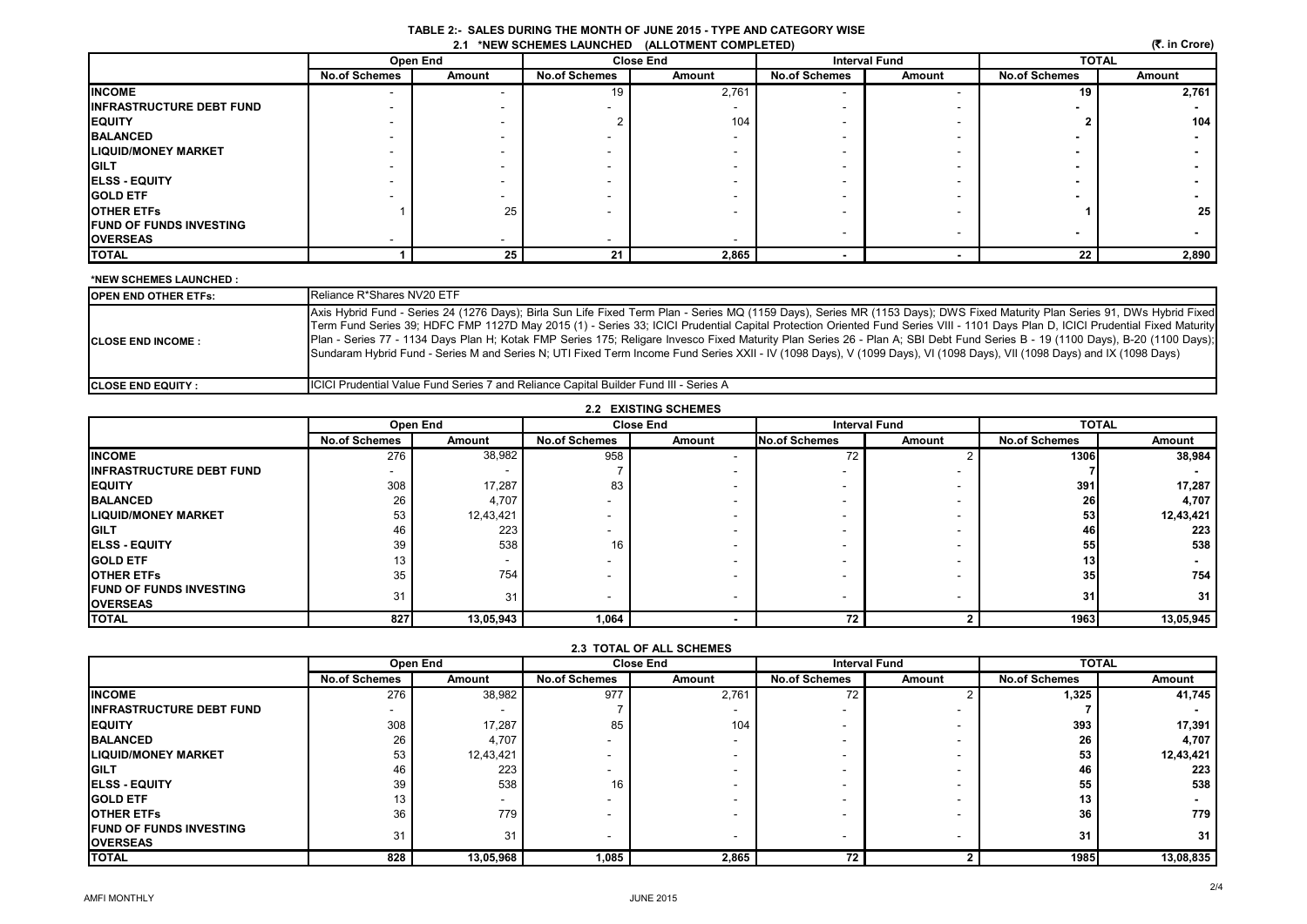# TABLE 2:- SALES DURING THE MONTH OF JUNE 2015 - TYPE AND CATEGORY WISE

## 2.1 *NEW SCHEMES LAUNCHED (ALLOTMENT COMPLETED)

(₹. in Crore)

| | Open End | | Close End | | Interval Fund | | TOTAL | |
|---|---|---|---|---|---|---|---|---|
| | No.of Schemes | Amount | No.of Schemes | Amount | No.of Schemes | Amount | No.of Schemes | Amount |
| **INCOME** | - | - | 19 | 2,761 | - | - | **19** | **2,761** |
| **INFRASTRUCTURE DEBT FUND** | - | - | - | - | - | - | **-** | **-** |
| **EQUITY** | - | - | 2 | 104 | - | - | **2** | **104** |
| **BALANCED** | - | - | - | - | - | - | **-** | **-** |
| **LIQUID/MONEY MARKET** | - | - | - | - | - | - | **-** | **-** |
| **GILT** | - | - | - | - | - | - | **-** | **-** |
| **ELSS - EQUITY** | - | - | - | - | - | - | **-** | **-** |
| **GOLD ETF** | - | - | - | - | - | - | **-** | **-** |
| **OTHER ETFs** | 1 | 25 | - | - | - | - | **1** | **25** |
| **FUND OF FUNDS INVESTING OVERSEAS** | - | - | - | - | - | - | **-** | **-** |
| **TOTAL** | **1** | **25** | **21** | **2,865** | **-** | **-** | **22** | **2,890** |

**\*NEW SCHEMES LAUNCHED :**

| | |
|---|---|
| **OPEN END OTHER ETFs:** | Reliance R*Shares NV20 ETF |
| **CLOSE END INCOME :** | Axis Hybrid Fund - Series 24 (1276 Days); Birla Sun Life Fixed Term Plan - Series MQ (1159 Days), Series MR (1153 Days); DWS Fixed Maturity Plan Series 91, DWs Hybrid Fixed Term Fund Series 39; HDFC FMP 1127D May 2015 (1) - Series 33; ICICI Prudential Capital Protection Oriented Fund Series VIII - 1101 Days Plan D, ICICI Prudential Fixed Maturity Plan - Series 77 - 1134 Days Plan H; Kotak FMP Series 175; Religare Invesco Fixed Maturity Plan Series 26 - Plan A; SBI Debt Fund Series B - 19 (1100 Days), B-20 (1100 Days); Sundaram Hybrid Fund - Series M and Series N; UTI Fixed Term Income Fund Series XXII - IV (1098 Days), V (1099 Days), VI (1098 Days), VII (1098 Days) and IX (1098 Days) |
| **CLOSE END EQUITY :** | ICICI Prudential Value Fund Series 7 and Reliance Capital Builder Fund III - Series A |

## 2.2 EXISTING SCHEMES

| | Open End | | Close End | | Interval Fund | | TOTAL | |
|---|---|---|---|---|---|---|---|---|
| | No.of Schemes | Amount | No.of Schemes | Amount | No.of Schemes | Amount | No.of Schemes | Amount |
| **INCOME** | 276 | 38,982 | 958 | - | 72 | 2 | **1306** | **38,984** |
| **INFRASTRUCTURE DEBT FUND** | - | - | 7 | - | - | - | **7** | **-** |
| **EQUITY** | 308 | 17,287 | 83 | - | - | - | **391** | **17,287** |
| **BALANCED** | 26 | 4,707 | - | - | - | - | **26** | **4,707** |
| **LIQUID/MONEY MARKET** | 53 | 12,43,421 | - | - | - | - | **53** | **12,43,421** |
| **GILT** | 46 | 223 | - | - | - | - | **46** | **223** |
| **ELSS - EQUITY** | 39 | 538 | 16 | - | - | - | **55** | **538** |
| **GOLD ETF** | 13 | - | - | - | - | - | **13** | **-** |
| **OTHER ETFs** | 35 | 754 | - | - | - | - | **35** | **754** |
| **FUND OF FUNDS INVESTING OVERSEAS** | 31 | 31 | - | - | - | - | **31** | **31** |
| **TOTAL** | **827** | **13,05,943** | **1,064** | **-** | **72** | **2** | **1963** | **13,05,945** |

## 2.3 TOTAL OF ALL SCHEMES

| | Open End | | Close End | | Interval Fund | | TOTAL | |
|---|---|---|---|---|---|---|---|---|
| | No.of Schemes | Amount | No.of Schemes | Amount | No.of Schemes | Amount | No.of Schemes | Amount |
| **INCOME** | 276 | 38,982 | 977 | 2,761 | 72 | 2 | **1,325** | **41,745** |
| **INFRASTRUCTURE DEBT FUND** | - | - | 7 | - | - | - | **7** | **-** |
| **EQUITY** | 308 | 17,287 | 85 | 104 | - | - | **393** | **17,391** |
| **BALANCED** | 26 | 4,707 | - | - | - | - | **26** | **4,707** |
| **LIQUID/MONEY MARKET** | 53 | 12,43,421 | - | - | - | - | **53** | **12,43,421** |
| **GILT** | 46 | 223 | - | - | - | - | **46** | **223** |
| **ELSS - EQUITY** | 39 | 538 | 16 | - | - | - | **55** | **538** |
| **GOLD ETF** | 13 | - | - | - | - | - | **13** | **-** |
| **OTHER ETFs** | 36 | 779 | - | - | - | - | **36** | **779** |
| **FUND OF FUNDS INVESTING OVERSEAS** | 31 | 31 | - | - | - | - | **31** | **31** |
| **TOTAL** | **828** | **13,05,968** | **1,085** | **2,865** | **72** | **2** | **1985** | **13,08,835** |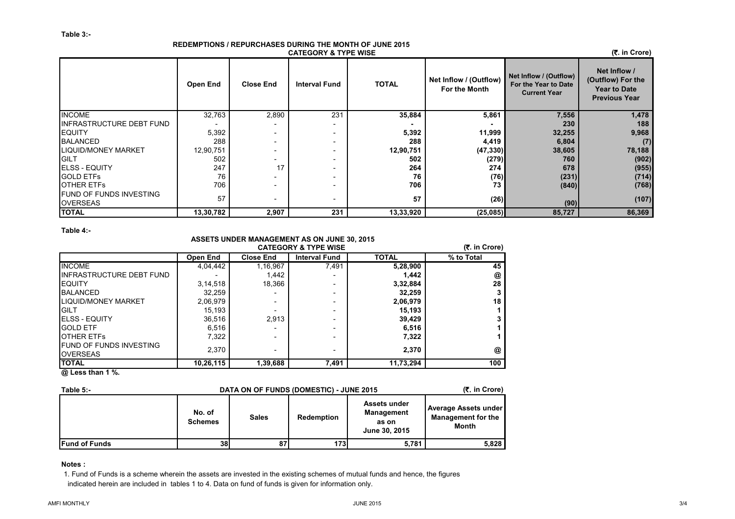**Table 3:-**

### REDEMPTIONS / REPURCHASES DURING THE MONTH OF JUNE 2015
### CATEGORY & TYPE WISE

(₹. in Crore)

| | Open End | Close End | Interval Fund | TOTAL | Net Inflow / (Outflow) For the Month | Net Inflow / (Outflow) For the Year to Date Current Year | Net Inflow / (Outflow) For the Year to Date Previous Year |
|---|---|---|---|---|---|---|---|
| INCOME | 32,763 | 2,890 | 231 | **35,884** | **5,861** | **7,556** | **1,478** |
| INFRASTRUCTURE DEBT FUND | - | - | - | **-** | **-** | **230** | **188** |
| EQUITY | 5,392 | - | - | **5,392** | **11,999** | **32,255** | **9,968** |
| BALANCED | 288 | - | - | **288** | **4,419** | **6,804** | **(7)** |
| LIQUID/MONEY MARKET | 12,90,751 | - | - | **12,90,751** | **(47,330)** | **38,605** | **78,188** |
| GILT | 502 | - | - | **502** | **(279)** | **760** | **(902)** |
| ELSS - EQUITY | 247 | 17 | - | **264** | **274** | **678** | **(955)** |
| GOLD ETFs | 76 | - | - | **76** | **(76)** | **(231)** | **(714)** |
| OTHER ETFs | 706 | - | - | **706** | **73** | **(840)** | **(768)** |
| FUND OF FUNDS INVESTING OVERSEAS | 57 | - | - | **57** | **(26)** | **(90)** | **(107)** |
| **TOTAL** | **13,30,782** | **2,907** | **231** | **13,33,920** | **(25,085)** | **85,727** | **86,369** |

**Table 4:-**

### ASSETS UNDER MANAGEMENT AS ON JUNE 30, 2015
### CATEGORY & TYPE WISE

(₹. in Crore)

| | Open End | Close End | Interval Fund | TOTAL | % to Total |
|---|---|---|---|---|---|
| INCOME | 4,04,442 | 1,16,967 | 7,491 | **5,28,900** | **45** |
| INFRASTRUCTURE DEBT FUND | - | 1,442 | - | **1,442** | **@** |
| EQUITY | 3,14,518 | 18,366 | - | **3,32,884** | **28** |
| BALANCED | 32,259 | - | - | **32,259** | **3** |
| LIQUID/MONEY MARKET | 2,06,979 | - | - | **2,06,979** | **18** |
| GILT | 15,193 | - | - | **15,193** | **1** |
| ELSS - EQUITY | 36,516 | 2,913 | - | **39,429** | **3** |
| GOLD ETF | 6,516 | - | - | **6,516** | **1** |
| OTHER ETFs | 7,322 | - | - | **7,322** | **1** |
| FUND OF FUNDS INVESTING OVERSEAS | 2,370 | - | - | **2,370** | **@** |
| **TOTAL** | **10,26,115** | **1,39,688** | **7,491** | **11,73,294** | **100** |

**@ Less than 1 %.**

**Table 5:-**

### DATA ON OF FUNDS (DOMESTIC) - JUNE 2015

(₹. in Crore)

| | No. of Schemes | Sales | Redemption | Assets under Management as on June 30, 2015 | Average Assets under Management for the Month |
|---|---|---|---|---|---|
| **Fund of Funds** | **38** | **87** | **173** | **5,781** | **5,828** |

**Notes :**

1. Fund of Funds is a scheme wherein the assets are invested in the existing schemes of mutual funds and hence, the figures indicated herein are included in tables 1 to 4. Data on fund of funds is given for information only.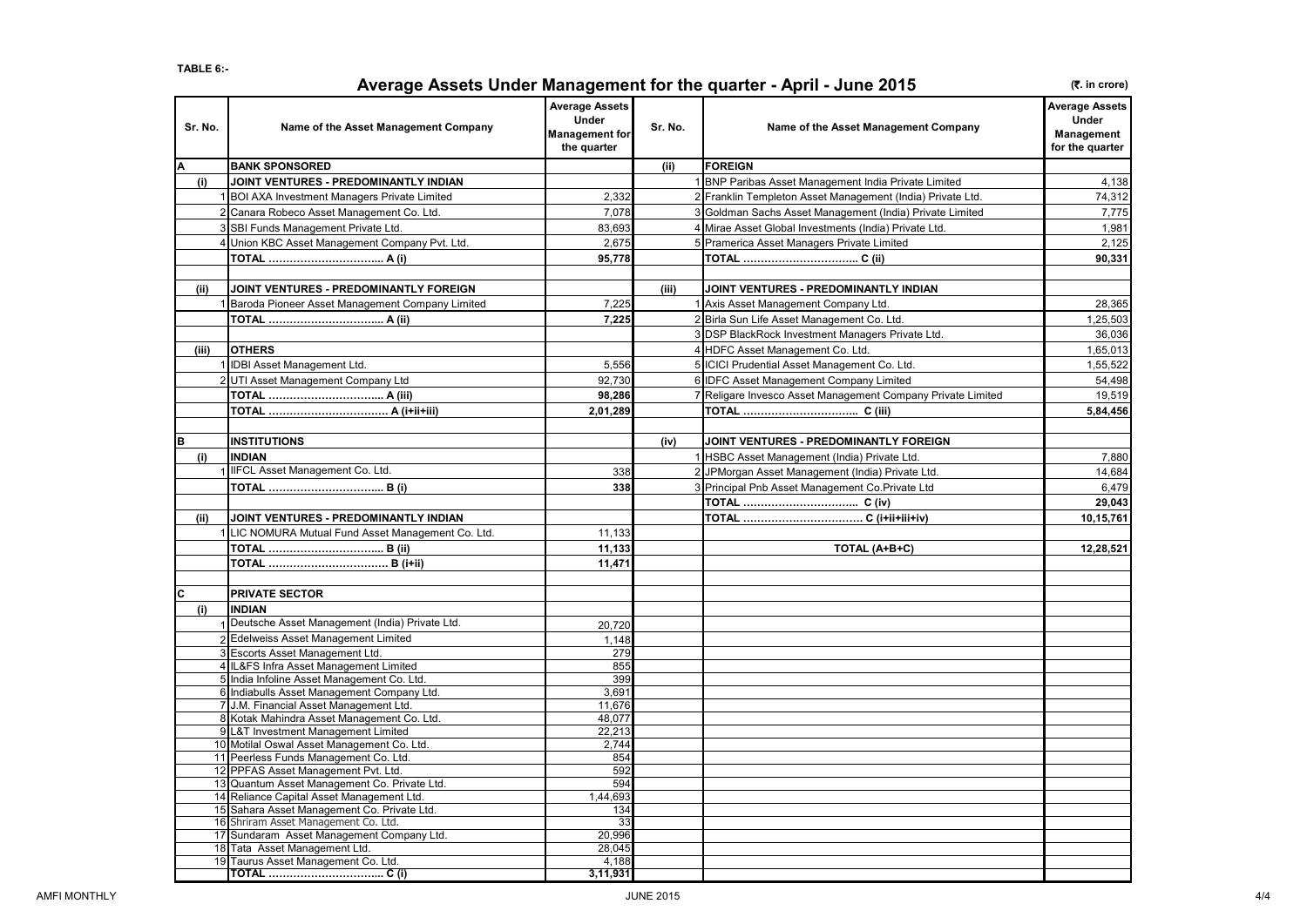**TABLE 6:-**

## Average Assets Under Management for the quarter - April - June 2015

(₹. in crore)

| Sr. No. | Name of the Asset Management Company | Average Assets Under Management for the quarter | Sr. No. | Name of the Asset Management Company | Average Assets Under Management for the quarter |
|---|---|---|---|---|---|
| A | **BANK SPONSORED** | | (ii) | **FOREIGN** | |
| (i) | **JOINT VENTURES - PREDOMINANTLY INDIAN** | | 1 | BNP Paribas Asset Management India Private Limited | 4,138 |
| 1 | BOI AXA Investment Managers Private Limited | 2,332 | 2 | Franklin Templeton Asset Management (India) Private Ltd. | 74,312 |
| 2 | Canara Robeco Asset Management Co. Ltd. | 7,078 | 3 | Goldman Sachs Asset Management (India) Private Limited | 7,775 |
| 3 | SBI Funds Management Private Ltd. | 83,693 | 4 | Mirae Asset Global Investments (India) Private Ltd. | 1,981 |
| 4 | Union KBC Asset Management Company Pvt. Ltd. | 2,675 | 5 | Pramerica Asset Managers Private Limited | 2,125 |
| | **TOTAL ………………………….. A (i)** | **95,778** | | **TOTAL ………………………….. C (ii)** | **90,331** |
| | | | | | |
| (ii) | **JOINT VENTURES - PREDOMINANTLY FOREIGN** | | (iii) | **JOINT VENTURES - PREDOMINANTLY INDIAN** | |
| 1 | Baroda Pioneer Asset Management Company Limited | 7,225 | 1 | Axis Asset Management Company Ltd. | 28,365 |
| | **TOTAL ………………………….. A (ii)** | **7,225** | 2 | Birla Sun Life Asset Management Co. Ltd. | 1,25,503 |
| | | | 3 | DSP BlackRock Investment Managers Private Ltd. | 36,036 |
| (iii) | **OTHERS** | | 4 | HDFC Asset Management Co. Ltd. | 1,65,013 |
| 1 | IDBI Asset Management Ltd. | 5,556 | 5 | ICICI Prudential Asset Management Co. Ltd. | 1,55,522 |
| 2 | UTI Asset Management Company Ltd | 92,730 | 6 | IDFC Asset Management Company Limited | 54,498 |
| | **TOTAL ………………………….. A (iii)** | **98,286** | 7 | Religare Invesco Asset Management Company Private Limited | 19,519 |
| | **TOTAL ……………………………. A (i+ii+iii)** | **2,01,289** | | **TOTAL ………………………….. C (iii)** | **5,84,456** |
| | | | | | |
| B | **INSTITUTIONS** | | (iv) | **JOINT VENTURES - PREDOMINANTLY FOREIGN** | |
| (i) | **INDIAN** | | 1 | HSBC Asset Management (India) Private Ltd. | 7,880 |
| 1 | IIFCL Asset Management Co. Ltd. | 338 | 2 | JPMorgan Asset Management (India) Private Ltd. | 14,684 |
| | **TOTAL ………………………….. B (i)** | **338** | 3 | Principal Pnb Asset Management Co.Private Ltd | 6,479 |
| | | | | **TOTAL ………………………….. C (iv)** | **29,043** |
| (ii) | **JOINT VENTURES - PREDOMINANTLY INDIAN** | | | **TOTAL ……………………………. C (i+ii+iii+iv)** | **10,15,761** |
| 1 | LIC NOMURA Mutual Fund Asset Management Co. Ltd. | 11,133 | | | |
| | **TOTAL ………………………….. B (ii)** | **11,133** | | **TOTAL (A+B+C)** | **12,28,521** |
| | **TOTAL ……………………………. B (i+ii)** | **11,471** | | | |
| | | | | | |
| C | **PRIVATE SECTOR** | | | | |
| (i) | **INDIAN** | | | | |
| 1 | Deutsche Asset Management (India) Private Ltd. | 20,720 | | | |
| 2 | Edelweiss Asset Management Limited | 1,148 | | | |
| 3 | Escorts Asset Management Ltd. | 279 | | | |
| 4 | IL&FS Infra Asset Management Limited | 855 | | | |
| 5 | India Infoline Asset Management Co. Ltd. | 399 | | | |
| 6 | Indiabulls Asset Management Company Ltd. | 3,691 | | | |
| 7 | J.M. Financial Asset Management Ltd. | 11,676 | | | |
| 8 | Kotak Mahindra Asset Management Co. Ltd. | 48,077 | | | |
| 9 | L&T Investment Management Limited | 22,213 | | | |
| 10 | Motilal Oswal Asset Management Co. Ltd. | 2,744 | | | |
| 11 | Peerless Funds Management Co. Ltd. | 854 | | | |
| 12 | PPFAS Asset Management Pvt. Ltd. | 592 | | | |
| 13 | Quantum Asset Management Co. Private Ltd. | 594 | | | |
| 14 | Reliance Capital Asset Management Ltd. | 1,44,693 | | | |
| 15 | Sahara Asset Management Co. Private Ltd. | 134 | | | |
| 16 | Shriram Asset Management Co. Ltd. | 33 | | | |
| 17 | Sundaram Asset Management Company Ltd. | 20,996 | | | |
| 18 | Tata Asset Management Ltd. | 28,045 | | | |
| 19 | Taurus Asset Management Co. Ltd. | 4,188 | | | |
| | **TOTAL ………………………….. C (i)** | **3,11,931** | | | |